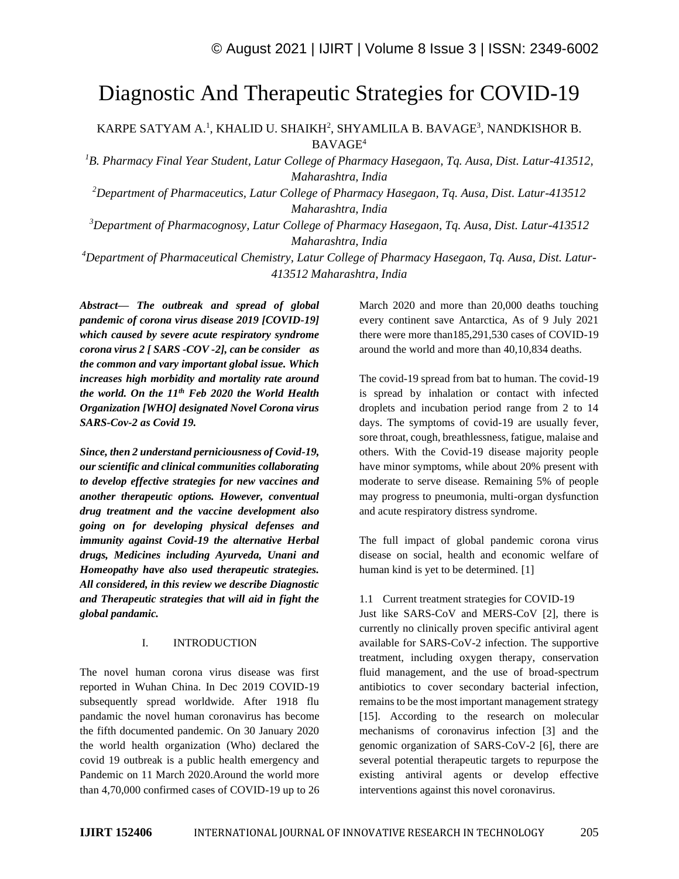# Diagnostic And Therapeutic Strategies for COVID-19

KARPE SATYAM A.[1], KHALID U. SHAIKH[2], SHYAMLILA B. BAVAGE[3], NANDKISHOR B. BAVAGE[4]

[1]*B. Pharmacy Final Year Student, Latur College of Pharmacy Hasegaon, Tq. Ausa, Dist. Latur-413512, Maharashtra, India*

[2]*Department of Pharmaceutics, Latur College of Pharmacy Hasegaon, Tq. Ausa, Dist. Latur-413512 Maharashtra, India*

[3]*Department of Pharmacognosy, Latur College of Pharmacy Hasegaon, Tq. Ausa, Dist. Latur-413512 Maharashtra, India*

[4]*Department of Pharmaceutical Chemistry, Latur College of Pharmacy Hasegaon, Tq. Ausa, Dist. Latur-413512 Maharashtra, India*

***Abstract— The outbreak and spread of global pandemic of corona virus disease 2019 [COVID-19] which caused by severe acute respiratory syndrome corona virus 2 [ SARS -COV -2], can be consider as the common and vary important global issue. Which increases high morbidity and mortality rate around the world. On the 11th Feb 2020 the World Health Organization [WHO] designated Novel Corona virus SARS-Cov-2 as Covid 19.***

***Since, then 2 understand perniciousness of Covid-19, our scientific and clinical communities collaborating to develop effective strategies for new vaccines and another therapeutic options. However, conventual drug treatment and the vaccine development also going on for developing physical defenses and immunity against Covid-19 the alternative Herbal drugs, Medicines including Ayurveda, Unani and Homeopathy have also used therapeutic strategies. All considered, in this review we describe Diagnostic and Therapeutic strategies that will aid in fight the global pandemic.***

## I. INTRODUCTION

The novel human corona virus disease was first reported in Wuhan China. In Dec 2019 COVID-19 subsequently spread worldwide. After 1918 flu pandamic the novel human coronavirus has become the fifth documented pandemic. On 30 January 2020 the world health organization (Who) declared the covid 19 outbreak is a public health emergency and Pandemic on 11 March 2020.Around the world more than 4,70,000 confirmed cases of COVID-19 up to 26 March 2020 and more than 20,000 deaths touching every continent save Antarctica, As of 9 July 2021 there were more than185,291,530 cases of COVID-19 around the world and more than 40,10,834 deaths.

The covid-19 spread from bat to human. The covid-19 is spread by inhalation or contact with infected droplets and incubation period range from 2 to 14 days. The symptoms of covid-19 are usually fever, sore throat, cough, breathlessness, fatigue, malaise and others. With the Covid-19 disease majority people have minor symptoms, while about 20% present with moderate to serve disease. Remaining 5% of people may progress to pneumonia, multi-organ dysfunction and acute respiratory distress syndrome.

The full impact of global pandemic corona virus disease on social, health and economic welfare of human kind is yet to be determined. [1]

### 1.1 Current treatment strategies for COVID-19

Just like SARS-CoV and MERS-CoV [2], there is currently no clinically proven specific antiviral agent available for SARS-CoV-2 infection. The supportive treatment, including oxygen therapy, conservation fluid management, and the use of broad-spectrum antibiotics to cover secondary bacterial infection, remains to be the most important management strategy [15]. According to the research on molecular mechanisms of coronavirus infection [3] and the genomic organization of SARS-CoV-2 [6], there are several potential therapeutic targets to repurpose the existing antiviral agents or develop effective interventions against this novel coronavirus.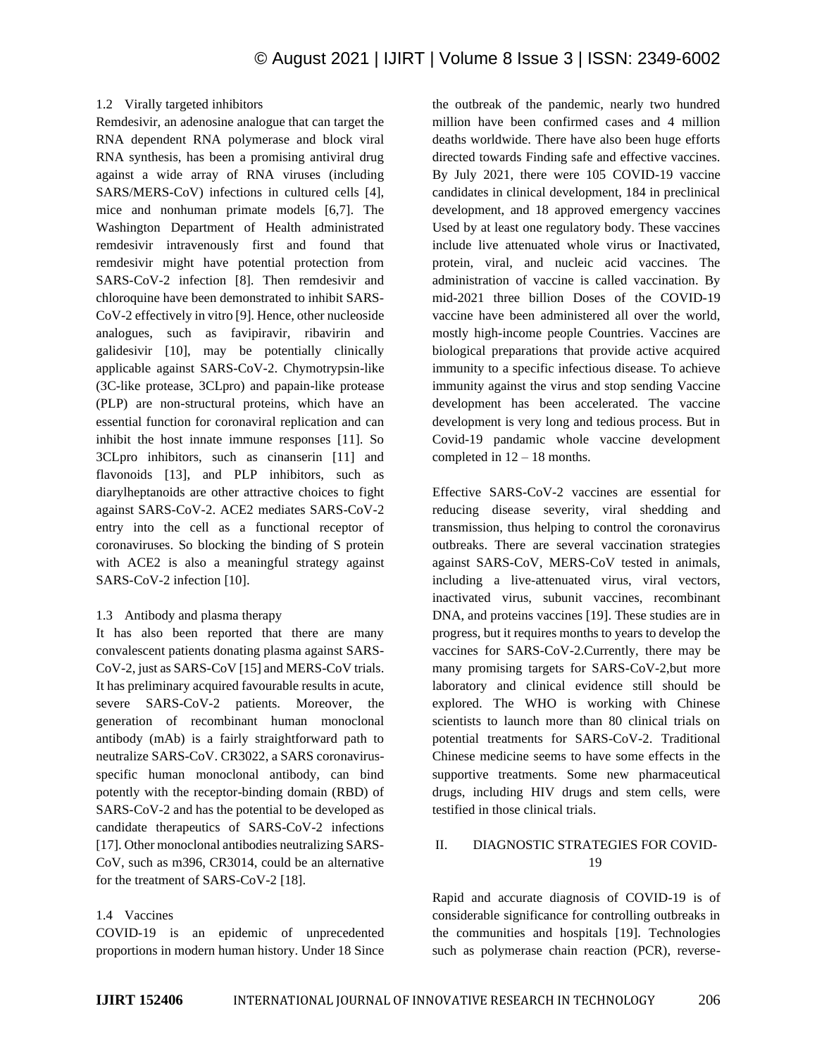### 1.2 Virally targeted inhibitors

Remdesivir, an adenosine analogue that can target the RNA dependent RNA polymerase and block viral RNA synthesis, has been a promising antiviral drug against a wide array of RNA viruses (including SARS/MERS-CoV) infections in cultured cells [4], mice and nonhuman primate models [6,7]. The Washington Department of Health administrated remdesivir intravenously first and found that remdesivir might have potential protection from SARS-CoV-2 infection [8]. Then remdesivir and chloroquine have been demonstrated to inhibit SARS-CoV-2 effectively in vitro [9]. Hence, other nucleoside analogues, such as favipiravir, ribavirin and galidesivir [10], may be potentially clinically applicable against SARS-CoV-2. Chymotrypsin-like (3C-like protease, 3CLpro) and papain-like protease (PLP) are non-structural proteins, which have an essential function for coronaviral replication and can inhibit the host innate immune responses [11]. So 3CLpro inhibitors, such as cinanserin [11] and flavonoids [13], and PLP inhibitors, such as diarylheptanoids are other attractive choices to fight against SARS-CoV-2. ACE2 mediates SARS-CoV-2 entry into the cell as a functional receptor of coronaviruses. So blocking the binding of S protein with ACE2 is also a meaningful strategy against SARS-CoV-2 infection [10].

### 1.3 Antibody and plasma therapy

It has also been reported that there are many convalescent patients donating plasma against SARS-CoV-2, just as SARS-CoV [15] and MERS-CoV trials. It has preliminary acquired favourable results in acute, severe SARS-CoV-2 patients. Moreover, the generation of recombinant human monoclonal antibody (mAb) is a fairly straightforward path to neutralize SARS-CoV. CR3022, a SARS coronavirus-specific human monoclonal antibody, can bind potently with the receptor-binding domain (RBD) of SARS-CoV-2 and has the potential to be developed as candidate therapeutics of SARS-CoV-2 infections [17]. Other monoclonal antibodies neutralizing SARS-CoV, such as m396, CR3014, could be an alternative for the treatment of SARS-CoV-2 [18].

### 1.4 Vaccines

COVID-19 is an epidemic of unprecedented proportions in modern human history. Under 18 Since the outbreak of the pandemic, nearly two hundred million have been confirmed cases and 4 million deaths worldwide. There have also been huge efforts directed towards Finding safe and effective vaccines. By July 2021, there were 105 COVID-19 vaccine candidates in clinical development, 184 in preclinical development, and 18 approved emergency vaccines Used by at least one regulatory body. These vaccines include live attenuated whole virus or Inactivated, protein, viral, and nucleic acid vaccines. The administration of vaccine is called vaccination. By mid-2021 three billion Doses of the COVID-19 vaccine have been administered all over the world, mostly high-income people Countries. Vaccines are biological preparations that provide active acquired immunity to a specific infectious disease. To achieve immunity against the virus and stop sending Vaccine development has been accelerated. The vaccine development is very long and tedious process. But in Covid-19 pandamic whole vaccine development completed in 12 – 18 months.

Effective SARS-CoV-2 vaccines are essential for reducing disease severity, viral shedding and transmission, thus helping to control the coronavirus outbreaks. There are several vaccination strategies against SARS-CoV, MERS-CoV tested in animals, including a live-attenuated virus, viral vectors, inactivated virus, subunit vaccines, recombinant DNA, and proteins vaccines [19]. These studies are in progress, but it requires months to years to develop the vaccines for SARS-CoV-2.Currently, there may be many promising targets for SARS-CoV-2,but more laboratory and clinical evidence still should be explored. The WHO is working with Chinese scientists to launch more than 80 clinical trials on potential treatments for SARS-CoV-2. Traditional Chinese medicine seems to have some effects in the supportive treatments. Some new pharmaceutical drugs, including HIV drugs and stem cells, were testified in those clinical trials.

## II. DIAGNOSTIC STRATEGIES FOR COVID-19

Rapid and accurate diagnosis of COVID-19 is of considerable significance for controlling outbreaks in the communities and hospitals [19]. Technologies such as polymerase chain reaction (PCR), reverse-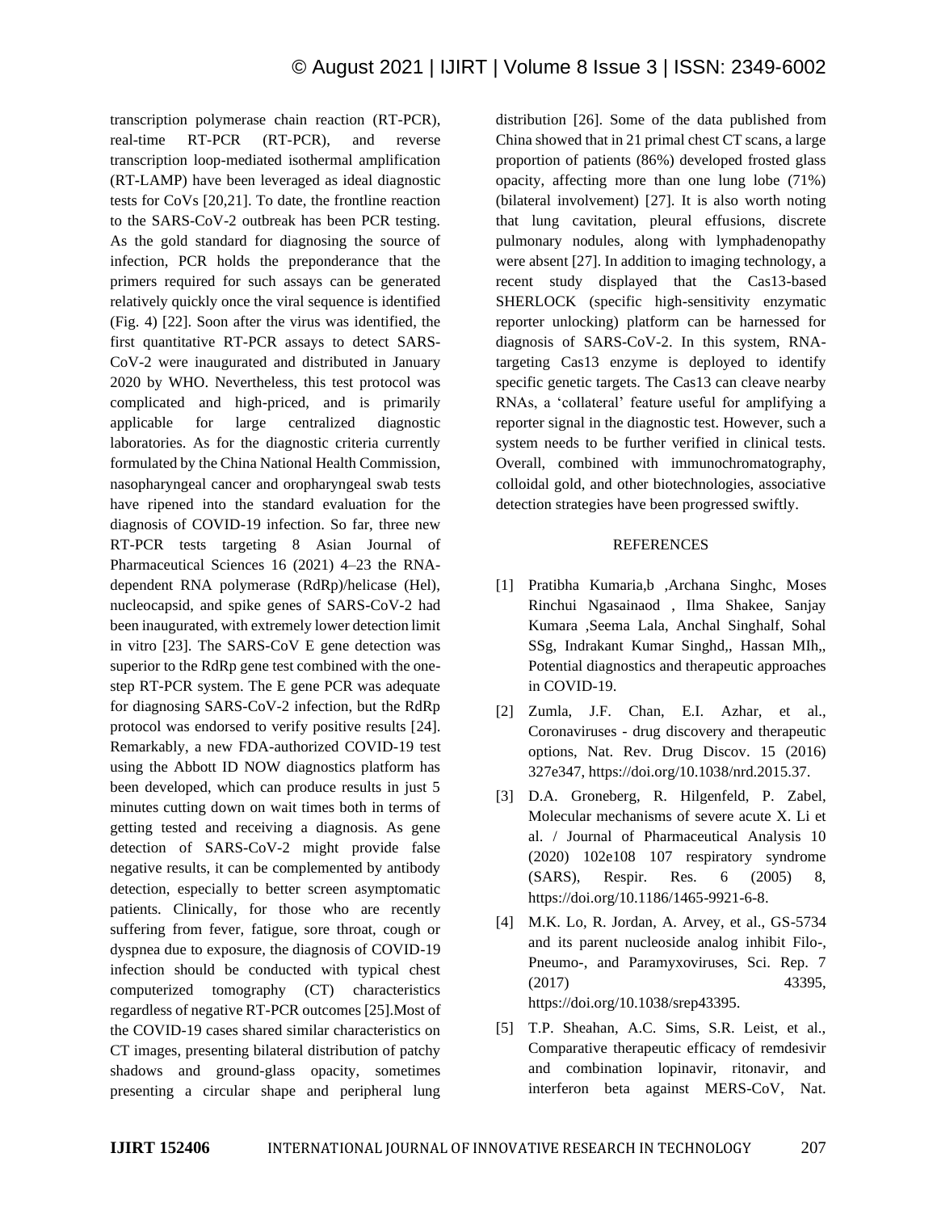transcription polymerase chain reaction (RT-PCR), real-time RT-PCR (RT-PCR), and reverse transcription loop-mediated isothermal amplification (RT-LAMP) have been leveraged as ideal diagnostic tests for CoVs [20,21]. To date, the frontline reaction to the SARS-CoV-2 outbreak has been PCR testing. As the gold standard for diagnosing the source of infection, PCR holds the preponderance that the primers required for such assays can be generated relatively quickly once the viral sequence is identified (Fig. 4) [22]. Soon after the virus was identified, the first quantitative RT-PCR assays to detect SARS-CoV-2 were inaugurated and distributed in January 2020 by WHO. Nevertheless, this test protocol was complicated and high-priced, and is primarily applicable for large centralized diagnostic laboratories. As for the diagnostic criteria currently formulated by the China National Health Commission, nasopharyngeal cancer and oropharyngeal swab tests have ripened into the standard evaluation for the diagnosis of COVID-19 infection. So far, three new RT-PCR tests targeting 8 Asian Journal of Pharmaceutical Sciences 16 (2021) 4–23 the RNA-dependent RNA polymerase (RdRp)/helicase (Hel), nucleocapsid, and spike genes of SARS-CoV-2 had been inaugurated, with extremely lower detection limit in vitro [23]. The SARS-CoV E gene detection was superior to the RdRp gene test combined with the one-step RT-PCR system. The E gene PCR was adequate for diagnosing SARS-CoV-2 infection, but the RdRp protocol was endorsed to verify positive results [24]. Remarkably, a new FDA-authorized COVID-19 test using the Abbott ID NOW diagnostics platform has been developed, which can produce results in just 5 minutes cutting down on wait times both in terms of getting tested and receiving a diagnosis. As gene detection of SARS-CoV-2 might provide false negative results, it can be complemented by antibody detection, especially to better screen asymptomatic patients. Clinically, for those who are recently suffering from fever, fatigue, sore throat, cough or dyspnea due to exposure, the diagnosis of COVID-19 infection should be conducted with typical chest computerized tomography (CT) characteristics regardless of negative RT-PCR outcomes [25].Most of the COVID-19 cases shared similar characteristics on CT images, presenting bilateral distribution of patchy shadows and ground-glass opacity, sometimes presenting a circular shape and peripheral lung distribution [26]. Some of the data published from China showed that in 21 primal chest CT scans, a large proportion of patients (86%) developed frosted glass opacity, affecting more than one lung lobe (71%) (bilateral involvement) [27]. It is also worth noting that lung cavitation, pleural effusions, discrete pulmonary nodules, along with lymphadenopathy were absent [27]. In addition to imaging technology, a recent study displayed that the Cas13-based SHERLOCK (specific high-sensitivity enzymatic reporter unlocking) platform can be harnessed for diagnosis of SARS-CoV-2. In this system, RNA-targeting Cas13 enzyme is deployed to identify specific genetic targets. The Cas13 can cleave nearby RNAs, a 'collateral' feature useful for amplifying a reporter signal in the diagnostic test. However, such a system needs to be further verified in clinical tests. Overall, combined with immunochromatography, colloidal gold, and other biotechnologies, associative detection strategies have been progressed swiftly.

## REFERENCES

[1] Pratibha Kumaria,b ,Archana Singhc, Moses Rinchui Ngasainaod , Ilma Shakee, Sanjay Kumara ,Seema Lala, Anchal Singhalf, Sohal SSg, Indrakant Kumar Singhd,, Hassan MIh,, Potential diagnostics and therapeutic approaches in COVID-19.

[2] Zumla, J.F. Chan, E.I. Azhar, et al., Coronaviruses - drug discovery and therapeutic options, Nat. Rev. Drug Discov. 15 (2016) 327e347, https://doi.org/10.1038/nrd.2015.37.

[3] D.A. Groneberg, R. Hilgenfeld, P. Zabel, Molecular mechanisms of severe acute X. Li et al. / Journal of Pharmaceutical Analysis 10 (2020) 102e108 107 respiratory syndrome (SARS), Respir. Res. 6 (2005) 8, https://doi.org/10.1186/1465-9921-6-8.

[4] M.K. Lo, R. Jordan, A. Arvey, et al., GS-5734 and its parent nucleoside analog inhibit Filo-, Pneumo-, and Paramyxoviruses, Sci. Rep. 7 (2017) 43395, https://doi.org/10.1038/srep43395.

[5] T.P. Sheahan, A.C. Sims, S.R. Leist, et al., Comparative therapeutic efficacy of remdesivir and combination lopinavir, ritonavir, and interferon beta against MERS-CoV, Nat.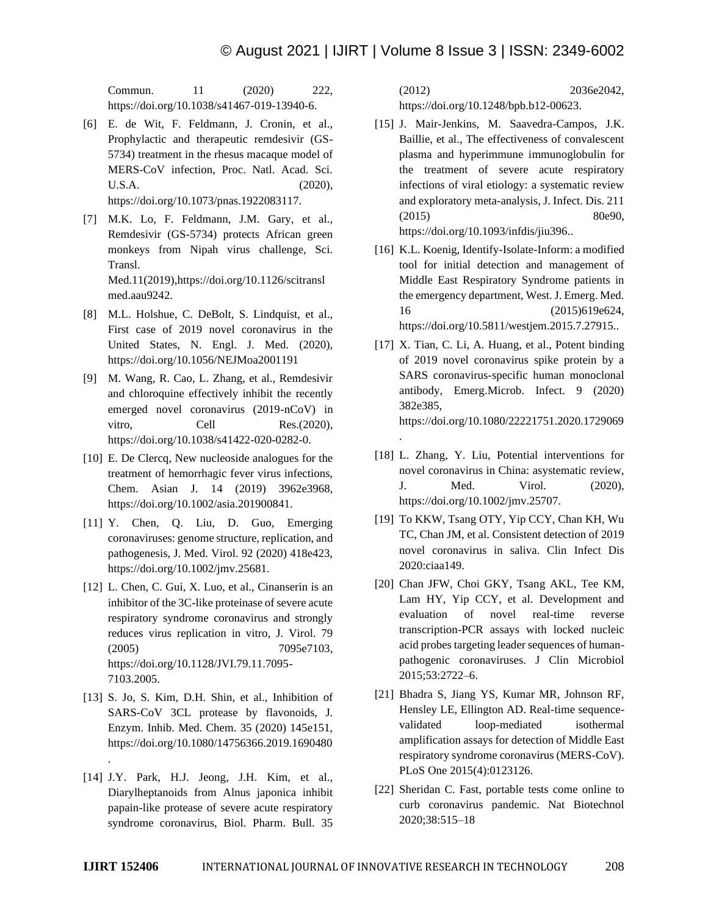Commun. 11 (2020) 222, https://doi.org/10.1038/s41467-019-13940-6.

[6] E. de Wit, F. Feldmann, J. Cronin, et al., Prophylactic and therapeutic remdesivir (GS-5734) treatment in the rhesus macaque model of MERS-CoV infection, Proc. Natl. Acad. Sci. U.S.A. (2020), https://doi.org/10.1073/pnas.1922083117.

[7] M.K. Lo, F. Feldmann, J.M. Gary, et al., Remdesivir (GS-5734) protects African green monkeys from Nipah virus challenge, Sci. Transl. Med.11(2019),https://doi.org/10.1126/scitranslmed.aau9242.

[8] M.L. Holshue, C. DeBolt, S. Lindquist, et al., First case of 2019 novel coronavirus in the United States, N. Engl. J. Med. (2020), https://doi.org/10.1056/NEJMoa2001191

[9] M. Wang, R. Cao, L. Zhang, et al., Remdesivir and chloroquine effectively inhibit the recently emerged novel coronavirus (2019-nCoV) in vitro, Cell Res.(2020), https://doi.org/10.1038/s41422-020-0282-0.

[10] E. De Clercq, New nucleoside analogues for the treatment of hemorrhagic fever virus infections, Chem. Asian J. 14 (2019) 3962e3968, https://doi.org/10.1002/asia.201900841.

[11] Y. Chen, Q. Liu, D. Guo, Emerging coronaviruses: genome structure, replication, and pathogenesis, J. Med. Virol. 92 (2020) 418e423, https://doi.org/10.1002/jmv.25681.

[12] L. Chen, C. Gui, X. Luo, et al., Cinanserin is an inhibitor of the 3C-like proteinase of severe acute respiratory syndrome coronavirus and strongly reduces virus replication in vitro, J. Virol. 79 (2005) 7095e7103, https://doi.org/10.1128/JVI.79.11.7095-7103.2005.

[13] S. Jo, S. Kim, D.H. Shin, et al., Inhibition of SARS-CoV 3CL protease by flavonoids, J. Enzym. Inhib. Med. Chem. 35 (2020) 145e151, https://doi.org/10.1080/14756366.2019.1690480.

[14] J.Y. Park, H.J. Jeong, J.H. Kim, et al., Diarylheptanoids from Alnus japonica inhibit papain-like protease of severe acute respiratory syndrome coronavirus, Biol. Pharm. Bull. 35 (2012) 2036e2042, https://doi.org/10.1248/bpb.b12-00623.

[15] J. Mair-Jenkins, M. Saavedra-Campos, J.K. Baillie, et al., The effectiveness of convalescent plasma and hyperimmune immunoglobulin for the treatment of severe acute respiratory infections of viral etiology: a systematic review and exploratory meta-analysis, J. Infect. Dis. 211 (2015) 80e90, https://doi.org/10.1093/infdis/jiu396..

[16] K.L. Koenig, Identify-Isolate-Inform: a modified tool for initial detection and management of Middle East Respiratory Syndrome patients in the emergency department, West. J. Emerg. Med. 16 (2015)619e624, https://doi.org/10.5811/westjem.2015.7.27915..

[17] X. Tian, C. Li, A. Huang, et al., Potent binding of 2019 novel coronavirus spike protein by a SARS coronavirus-specific human monoclonal antibody, Emerg.Microb. Infect. 9 (2020) 382e385, https://doi.org/10.1080/22221751.2020.1729069.

[18] L. Zhang, Y. Liu, Potential interventions for novel coronavirus in China: asystematic review, J. Med. Virol. (2020), https://doi.org/10.1002/jmv.25707.

[19] To KKW, Tsang OTY, Yip CCY, Chan KH, Wu TC, Chan JM, et al. Consistent detection of 2019 novel coronavirus in saliva. Clin Infect Dis 2020:ciaa149.

[20] Chan JFW, Choi GKY, Tsang AKL, Tee KM, Lam HY, Yip CCY, et al. Development and evaluation of novel real-time reverse transcription-PCR assays with locked nucleic acid probes targeting leader sequences of human-pathogenic coronaviruses. J Clin Microbiol 2015;53:2722–6.

[21] Bhadra S, Jiang YS, Kumar MR, Johnson RF, Hensley LE, Ellington AD. Real-time sequence-validated loop-mediated isothermal amplification assays for detection of Middle East respiratory syndrome coronavirus (MERS-CoV). PLoS One 2015(4):0123126.

[22] Sheridan C. Fast, portable tests come online to curb coronavirus pandemic. Nat Biotechnol 2020;38:515–18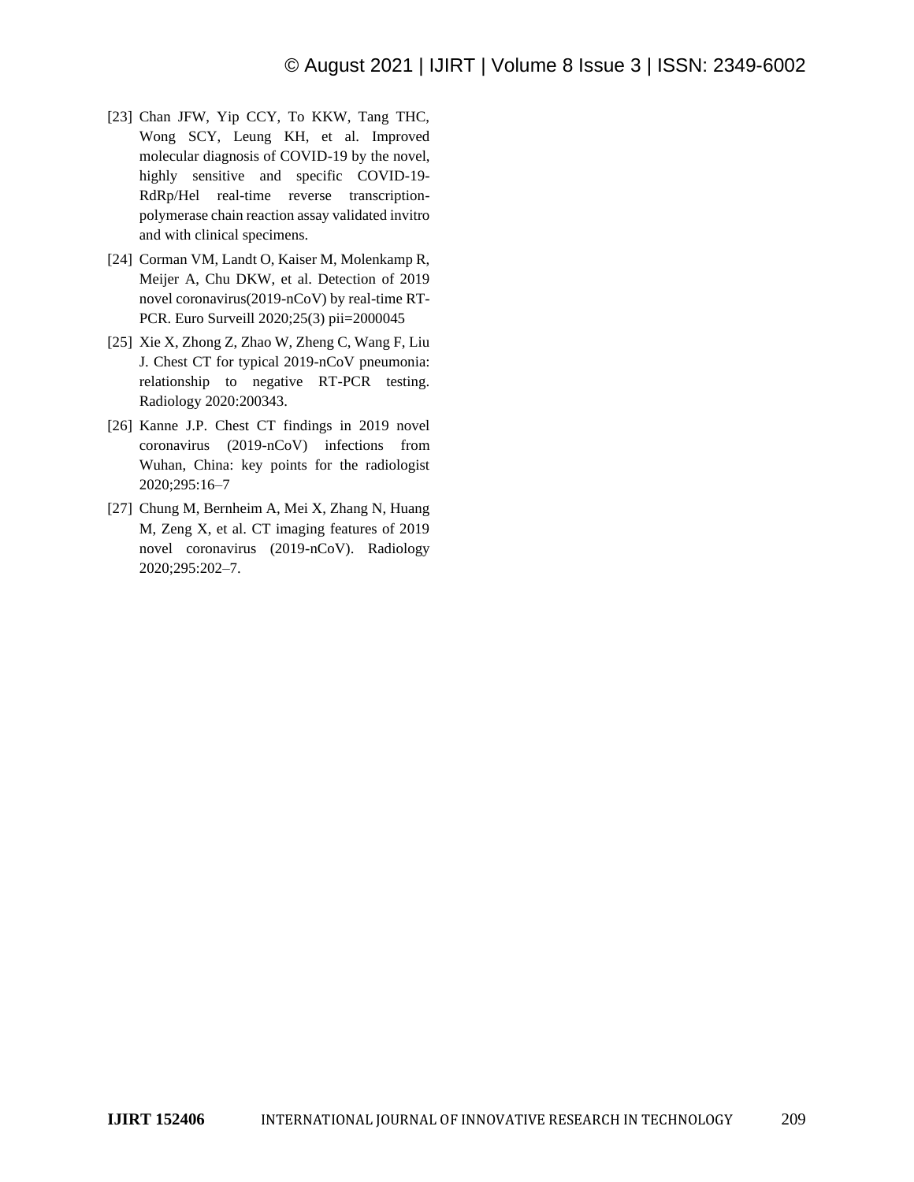[23] Chan JFW, Yip CCY, To KKW, Tang THC, Wong SCY, Leung KH, et al. Improved molecular diagnosis of COVID-19 by the novel, highly sensitive and specific COVID-19-RdRp/Hel real-time reverse transcription-polymerase chain reaction assay validated invitro and with clinical specimens.

[24] Corman VM, Landt O, Kaiser M, Molenkamp R, Meijer A, Chu DKW, et al. Detection of 2019 novel coronavirus(2019-nCoV) by real-time RT-PCR. Euro Surveill 2020;25(3) pii=2000045

[25] Xie X, Zhong Z, Zhao W, Zheng C, Wang F, Liu J. Chest CT for typical 2019-nCoV pneumonia: relationship to negative RT-PCR testing. Radiology 2020:200343.

[26] Kanne J.P. Chest CT findings in 2019 novel coronavirus (2019-nCoV) infections from Wuhan, China: key points for the radiologist 2020;295:16–7

[27] Chung M, Bernheim A, Mei X, Zhang N, Huang M, Zeng X, et al. CT imaging features of 2019 novel coronavirus (2019-nCoV). Radiology 2020;295:202–7.